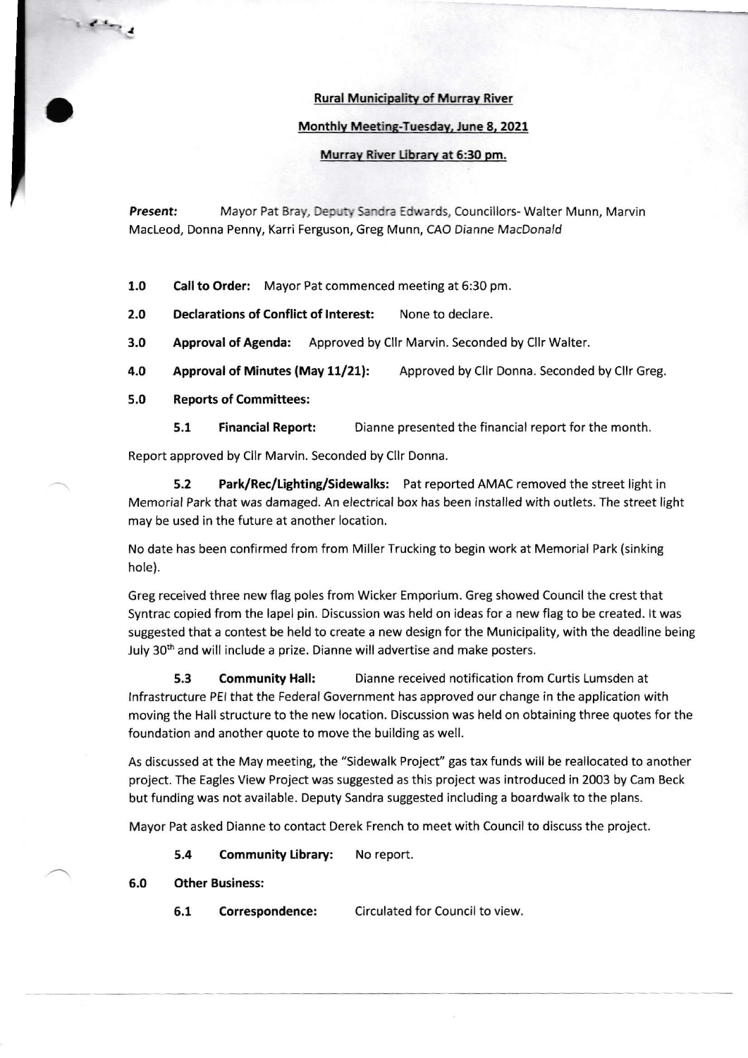**Rural Municipality of Murray River**

**Monthly Meeting-Tuesday, June 8, 2021**

**Murray River Library at 6:30 pm.**

***Present:*** Mayor Pat Bray, Deputy Sandra Edwards, Councillors- Walter Munn, Marvin MacLeod, Donna Penny, Karri Ferguson, Greg Munn, CAO *Dianne MacDonald*

**1.0 Call to Order:** Mayor Pat commenced meeting at 6:30 pm.

**2.0 Declarations of Conflict of Interest:** None to declare.

**3.0 Approval of Agenda:** Approved by Cllr Marvin. Seconded by Cllr Walter.

**4.0 Approval of Minutes (May 11/21):** Approved by Cllr Donna. Seconded by Cllr Greg.

**5.0 Reports of Committees:**

**5.1 Financial Report:** Dianne presented the financial report for the month.

Report approved by Cllr Marvin. Seconded by Cllr Donna.

**5.2 Park/Rec/Lighting/Sidewalks:** Pat reported AMAC removed the street light in Memorial Park that was damaged. An electrical box has been installed with outlets. The street light may be used in the future at another location.

No date has been confirmed from from Miller Trucking to begin work at Memorial Park (sinking hole).

Greg received three new flag poles from Wicker Emporium. Greg showed Council the crest that Syntrac copied from the lapel pin. Discussion was held on ideas for a new flag to be created. It was suggested that a contest be held to create a new design for the Municipality, with the deadline being July 30th and will include a prize. Dianne will advertise and make posters.

**5.3 Community Hall:** Dianne received notification from Curtis Lumsden at Infrastructure PEI that the Federal Government has approved our change in the application with moving the Hall structure to the new location. Discussion was held on obtaining three quotes for the foundation and another quote to move the building as well.

As discussed at the May meeting, the "Sidewalk Project" gas tax funds will be reallocated to another project. The Eagles View Project was suggested as this project was introduced in 2003 by Cam Beck but funding was not available. Deputy Sandra suggested including a boardwalk to the plans.

Mayor Pat asked Dianne to contact Derek French to meet with Council to discuss the project.

**5.4 Community Library:** No report.

**6.0 Other Business:**

**6.1 Correspondence:** Circulated for Council to view.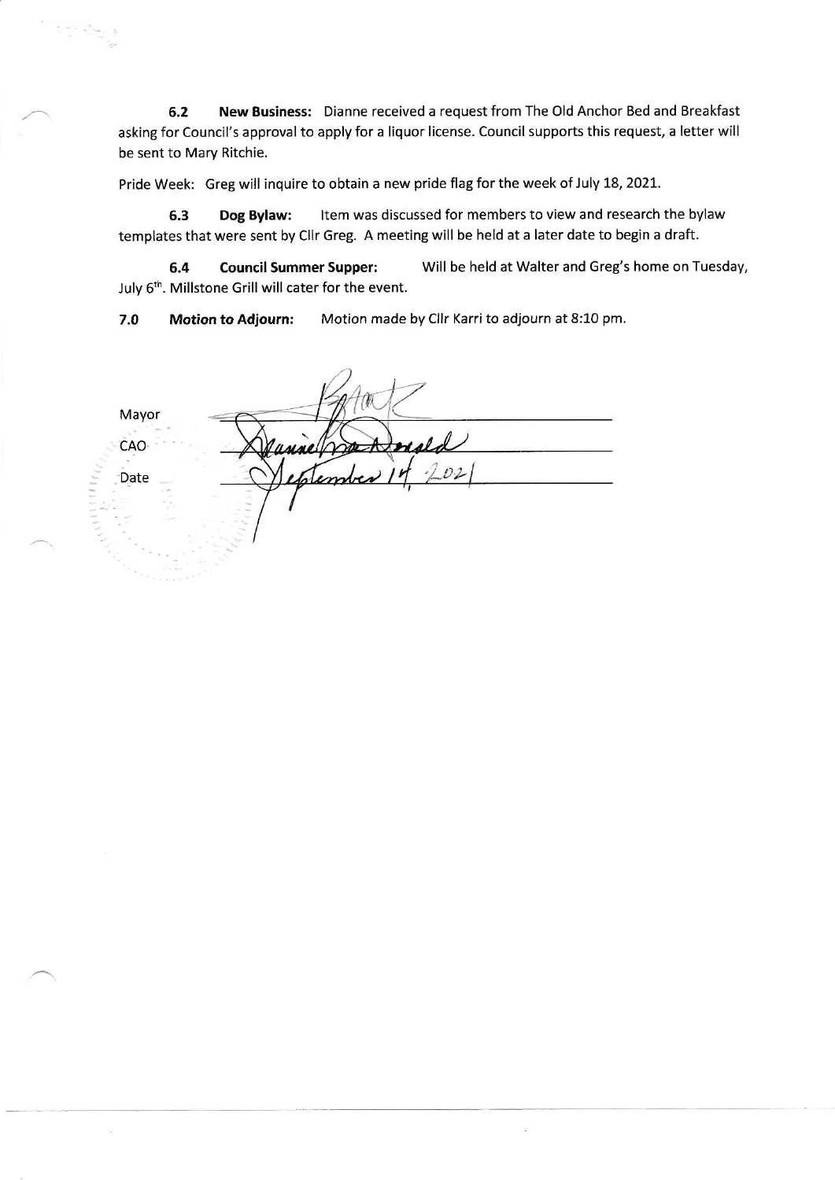**6.2 New Business:** Dianne received a request from The Old Anchor Bed and Breakfast asking for Council's approval to apply for a liquor license. Council supports this request, a letter will be sent to Mary Ritchie.

Pride Week: Greg will inquire to obtain a new pride flag for the week of July 18, 2021.

**6.3 Dog Bylaw:** Item was discussed for members to view and research the bylaw templates that were sent by Cllr Greg. A meeting will be held at a later date to begin a draft.

**6.4 Council Summer Supper:** Will be held at Walter and Greg's home on Tuesday, July 6th. Millstone Grill will cater for the event.

**7.0 *Motion to Adjourn:*** Motion made by Cllr Karri to adjourn at 8:10 pm.

Mayor ______________________

CAO Dianne MacDonald

Date September 14, 2021